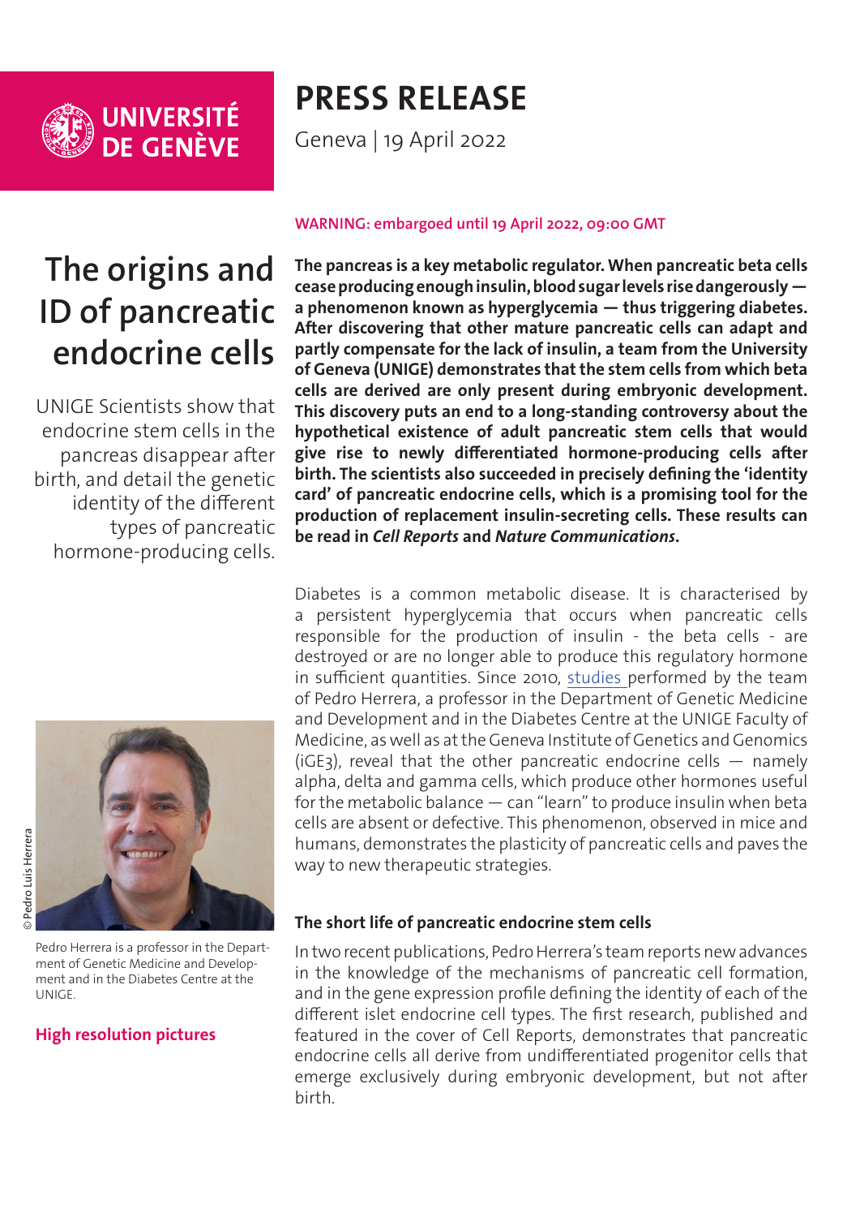UNIVERSITÉ DE GENÈVE

# PRESS RELEASE

Geneva | 19 April 2022

WARNING: embargoed until 19 April 2022, 09:00 GMT

# The origins and ID of pancreatic endocrine cells

UNIGE Scientists show that endocrine stem cells in the pancreas disappear after birth, and detail the genetic identity of the different types of pancreatic hormone-producing cells.

**The pancreas is a key metabolic regulator. When pancreatic beta cells cease producing enough insulin, blood sugar levels rise dangerously — a phenomenon known as hyperglycemia — thus triggering diabetes. After discovering that other mature pancreatic cells can adapt and partly compensate for the lack of insulin, a team from the University of Geneva (UNIGE) demonstrates that the stem cells from which beta cells are derived are only present during embryonic development. This discovery puts an end to a long-standing controversy about the hypothetical existence of adult pancreatic stem cells that would give rise to newly differentiated hormone-producing cells after birth. The scientists also succeeded in precisely defining the 'identity card' of pancreatic endocrine cells, which is a promising tool for the production of replacement insulin-secreting cells. These results can be read in *Cell Reports* and *Nature Communications*.**

© Pedro Luis Herrera

Pedro Herrera is a professor in the Department of Genetic Medicine and Development and in the Diabetes Centre at the UNIGE.

**High resolution pictures**

Diabetes is a common metabolic disease. It is characterised by a persistent hyperglycemia that occurs when pancreatic cells responsible for the production of insulin - the beta cells - are destroyed or are no longer able to produce this regulatory hormone in sufficient quantities. Since 2010, studies performed by the team of Pedro Herrera, a professor in the Department of Genetic Medicine and Development and in the Diabetes Centre at the UNIGE Faculty of Medicine, as well as at the Geneva Institute of Genetics and Genomics (iGE3), reveal that the other pancreatic endocrine cells — namely alpha, delta and gamma cells, which produce other hormones useful for the metabolic balance — can "learn" to produce insulin when beta cells are absent or defective. This phenomenon, observed in mice and humans, demonstrates the plasticity of pancreatic cells and paves the way to new therapeutic strategies.

### The short life of pancreatic endocrine stem cells

In two recent publications, Pedro Herrera's team reports new advances in the knowledge of the mechanisms of pancreatic cell formation, and in the gene expression profile defining the identity of each of the different islet endocrine cell types. The first research, published and featured in the cover of Cell Reports, demonstrates that pancreatic endocrine cells all derive from undifferentiated progenitor cells that emerge exclusively during embryonic development, but not after birth.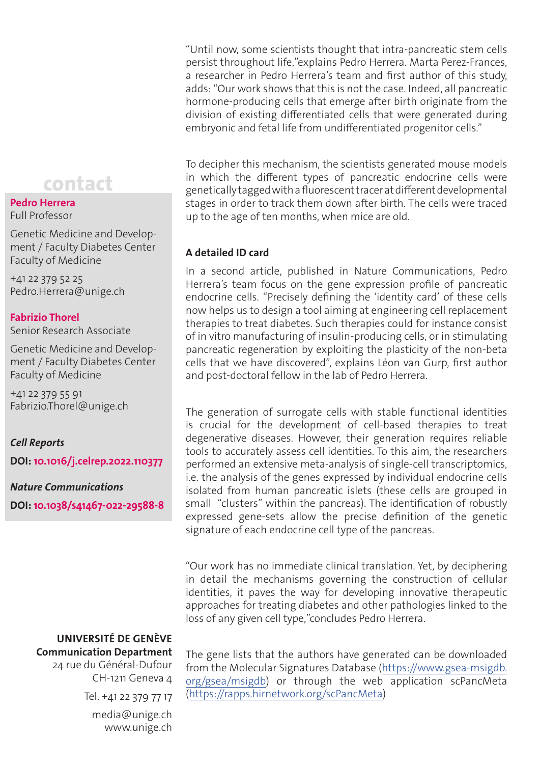"Until now, some scientists thought that intra-pancreatic stem cells persist throughout life,"explains Pedro Herrera. Marta Perez-Frances, a researcher in Pedro Herrera's team and first author of this study, adds: "Our work shows that this is not the case. Indeed, all pancreatic hormone-producing cells that emerge after birth originate from the division of existing differentiated cells that were generated during embryonic and fetal life from undifferentiated progenitor cells."

To decipher this mechanism, the scientists generated mouse models in which the different types of pancreatic endocrine cells were genetically tagged with a fluorescent tracer at different developmental stages in order to track them down after birth. The cells were traced up to the age of ten months, when mice are old.

### A detailed ID card

In a second article, published in Nature Communications, Pedro Herrera's team focus on the gene expression profile of pancreatic endocrine cells. "Precisely defining the 'identity card' of these cells now helps us to design a tool aiming at engineering cell replacement therapies to treat diabetes. Such therapies could for instance consist of in vitro manufacturing of insulin-producing cells, or in stimulating pancreatic regeneration by exploiting the plasticity of the non-beta cells that we have discovered", explains Léon van Gurp, first author and post-doctoral fellow in the lab of Pedro Herrera.

The generation of surrogate cells with stable functional identities is crucial for the development of cell-based therapies to treat degenerative diseases. However, their generation requires reliable tools to accurately assess cell identities. To this aim, the researchers performed an extensive meta-analysis of single-cell transcriptomics, i.e. the analysis of the genes expressed by individual endocrine cells isolated from human pancreatic islets (these cells are grouped in small "clusters" within the pancreas). The identification of robustly expressed gene-sets allow the precise definition of the genetic signature of each endocrine cell type of the pancreas.

"Our work has no immediate clinical translation. Yet, by deciphering in detail the mechanisms governing the construction of cellular identities, it paves the way for developing innovative therapeutic approaches for treating diabetes and other pathologies linked to the loss of any given cell type,"concludes Pedro Herrera.

The gene lists that the authors have generated can be downloaded from the Molecular Signatures Database (https://www.gsea-msigdb.org/gsea/msigdb) or through the web application scPancMeta (https://rapps.hirnetwork.org/scPancMeta)

## contact

**Pedro Herrera**
Full Professor

Genetic Medicine and Development / Faculty Diabetes Center
Faculty of Medicine

+41 22 379 52 25
Pedro.Herrera@unige.ch

**Fabrizio Thorel**
Senior Research Associate

Genetic Medicine and Development / Faculty Diabetes Center
Faculty of Medicine

+41 22 379 55 91
Fabrizio.Thorel@unige.ch

***Cell Reports***

**DOI: 10.1016/j.celrep.2022.110377**

***Nature Communications***

**DOI: 10.1038/s41467-022-29588-8**

**UNIVERSITÉ DE GENÈVE**
**Communication Department**
24 rue du Général-Dufour
CH-1211 Geneva 4

Tel. +41 22 379 77 17

media@unige.ch
www.unige.ch